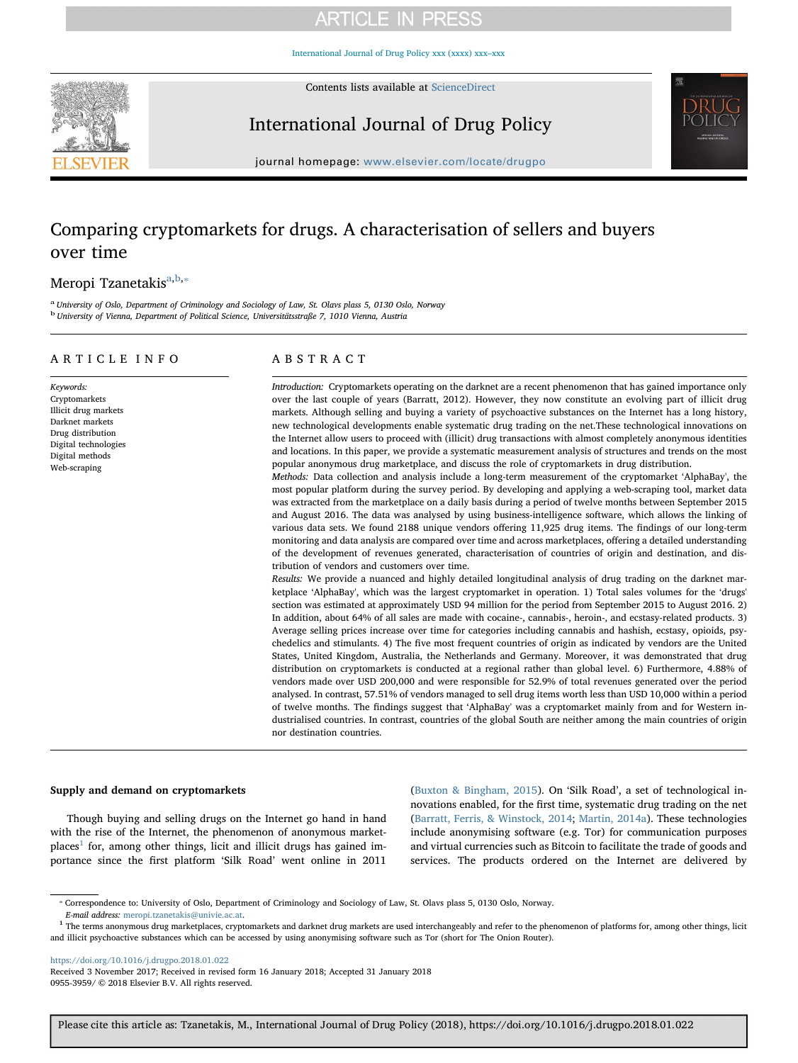# Comparing cryptomarkets for drugs. A characterisation of sellers and buyers over time

Meropi Tzanetakis[a,b,*]

[a] University of Oslo, Department of Criminology and Sociology of Law, St. Olavs plass 5, 0130 Oslo, Norway

[b] University of Vienna, Department of Political Science, Universitätsstraße 7, 1010 Vienna, Austria

## ARTICLE INFO

*Keywords:*
Cryptomarkets
Illicit drug markets
Darknet markets
Drug distribution
Digital technologies
Digital methods
Web-scraping

## ABSTRACT

*Introduction:* Cryptomarkets operating on the darknet are a recent phenomenon that has gained importance only over the last couple of years (Barratt, 2012). However, they now constitute an evolving part of illicit drug markets. Although selling and buying a variety of psychoactive substances on the Internet has a long history, new technological developments enable systematic drug trading on the net.These technological innovations on the Internet allow users to proceed with (illicit) drug transactions with almost completely anonymous identities and locations. In this paper, we provide a systematic measurement analysis of structures and trends on the most popular anonymous drug marketplace, and discuss the role of cryptomarkets in drug distribution.

*Methods:* Data collection and analysis include a long-term measurement of the cryptomarket 'AlphaBay', the most popular platform during the survey period. By developing and applying a web-scraping tool, market data was extracted from the marketplace on a daily basis during a period of twelve months between September 2015 and August 2016. The data was analysed by using business-intelligence software, which allows the linking of various data sets. We found 2188 unique vendors offering 11,925 drug items. The findings of our long-term monitoring and data analysis are compared over time and across marketplaces, offering a detailed understanding of the development of revenues generated, characterisation of countries of origin and destination, and distribution of vendors and customers over time.

*Results:* We provide a nuanced and highly detailed longitudinal analysis of drug trading on the darknet marketplace 'AlphaBay', which was the largest cryptomarket in operation. 1) Total sales volumes for the 'drugs' section was estimated at approximately USD 94 million for the period from September 2015 to August 2016. 2) In addition, about 64% of all sales are made with cocaine-, cannabis-, heroin-, and ecstasy-related products. 3) Average selling prices increase over time for categories including cannabis and hashish, ecstasy, opioids, psychedelics and stimulants. 4) The five most frequent countries of origin as indicated by vendors are the United States, United Kingdom, Australia, the Netherlands and Germany. Moreover, it was demonstrated that drug distribution on cryptomarkets is conducted at a regional rather than global level. 6) Furthermore, 4.88% of vendors made over USD 200,000 and were responsible for 52.9% of total revenues generated over the period analysed. In contrast, 57.51% of vendors managed to sell drug items worth less than USD 10,000 within a period of twelve months. The findings suggest that 'AlphaBay' was a cryptomarket mainly from and for Western industrialised countries. In contrast, countries of the global South are neither among the main countries of origin nor destination countries.

### Supply and demand on cryptomarkets

Though buying and selling drugs on the Internet go hand in hand with the rise of the Internet, the phenomenon of anonymous marketplaces[1] for, among other things, licit and illicit drugs has gained importance since the first platform 'Silk Road' went online in 2011 (Buxton & Bingham, 2015). On 'Silk Road', a set of technological innovations enabled, for the first time, systematic drug trading on the net (Barratt, Ferris, & Winstock, 2014; Martin, 2014a). These technologies include anonymising software (e.g. Tor) for communication purposes and virtual currencies such as Bitcoin to facilitate the trade of goods and services. The products ordered on the Internet are delivered by

* Correspondence to: University of Oslo, Department of Criminology and Sociology of Law, St. Olavs plass 5, 0130 Oslo, Norway.
*E-mail address:* meropi.tzanetakis@univie.ac.at.

[1] The terms anonymous drug marketplaces, cryptomarkets and darknet drug markets are used interchangeably and refer to the phenomenon of platforms for, among other things, licit and illicit psychoactive substances which can be accessed by using anonymising software such as Tor (short for The Onion Router).

https://doi.org/10.1016/j.drugpo.2018.01.022
Received 3 November 2017; Received in revised form 16 January 2018; Accepted 31 January 2018
0955-3959/ © 2018 Elsevier B.V. All rights reserved.

Please cite this article as: Tzanetakis, M., International Journal of Drug Policy (2018), https://doi.org/10.1016/j.drugpo.2018.01.022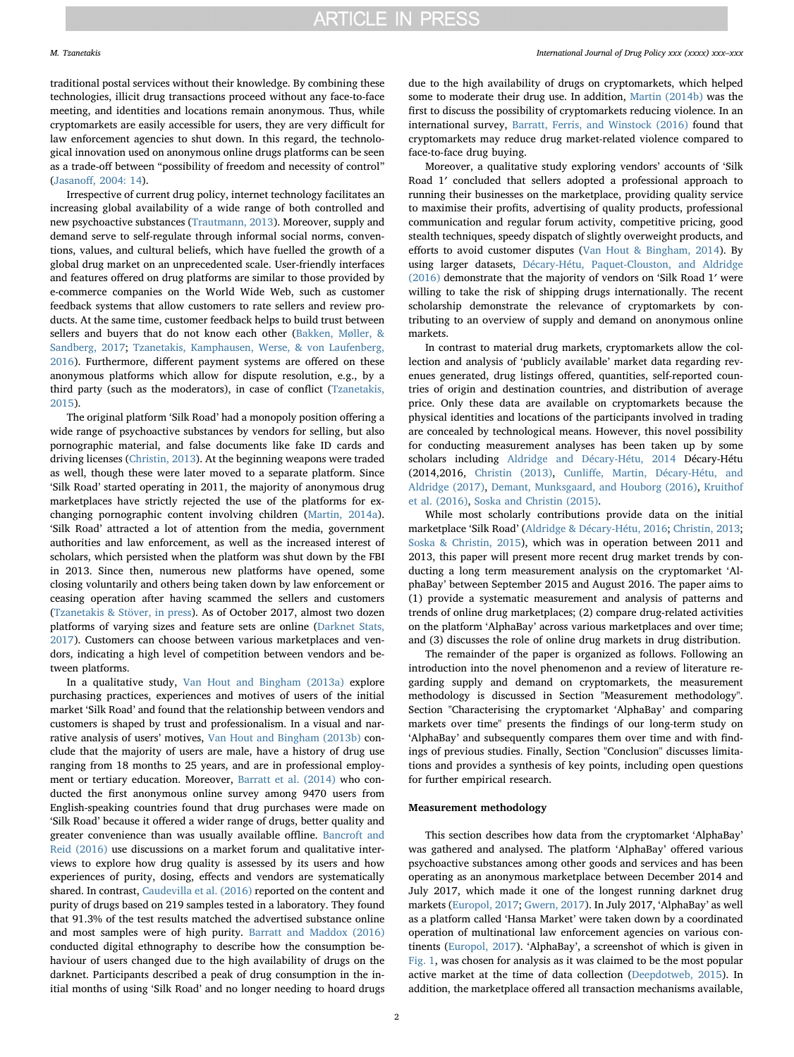traditional postal services without their knowledge. By combining these technologies, illicit drug transactions proceed without any face-to-face meeting, and identities and locations remain anonymous. Thus, while cryptomarkets are easily accessible for users, they are very difficult for law enforcement agencies to shut down. In this regard, the technological innovation used on anonymous online drugs platforms can be seen as a trade-off between "possibility of freedom and necessity of control" (Jasanoff, 2004: 14).

Irrespective of current drug policy, internet technology facilitates an increasing global availability of a wide range of both controlled and new psychoactive substances (Trautmann, 2013). Moreover, supply and demand serve to self-regulate through informal social norms, conventions, values, and cultural beliefs, which have fuelled the growth of a global drug market on an unprecedented scale. User-friendly interfaces and features offered on drug platforms are similar to those provided by e-commerce companies on the World Wide Web, such as customer feedback systems that allow customers to rate sellers and review products. At the same time, customer feedback helps to build trust between sellers and buyers that do not know each other (Bakken, Møller, & Sandberg, 2017; Tzanetakis, Kamphausen, Werse, & von Laufenberg, 2016). Furthermore, different payment systems are offered on these anonymous platforms which allow for dispute resolution, e.g., by a third party (such as the moderators), in case of conflict (Tzanetakis, 2015).

The original platform 'Silk Road' had a monopoly position offering a wide range of psychoactive substances by vendors for selling, but also pornographic material, and false documents like fake ID cards and driving licenses (Christin, 2013). At the beginning weapons were traded as well, though these were later moved to a separate platform. Since 'Silk Road' started operating in 2011, the majority of anonymous drug marketplaces have strictly rejected the use of the platforms for exchanging pornographic content involving children (Martin, 2014a). 'Silk Road' attracted a lot of attention from the media, government authorities and law enforcement, as well as the increased interest of scholars, which persisted when the platform was shut down by the FBI in 2013. Since then, numerous new platforms have opened, some closing voluntarily and others being taken down by law enforcement or ceasing operation after having scammed the sellers and customers (Tzanetakis & Stöver, in press). As of October 2017, almost two dozen platforms of varying sizes and feature sets are online (Darknet Stats, 2017). Customers can choose between various marketplaces and vendors, indicating a high level of competition between vendors and between platforms.

In a qualitative study, Van Hout and Bingham (2013a) explore purchasing practices, experiences and motives of users of the initial market 'Silk Road' and found that the relationship between vendors and customers is shaped by trust and professionalism. In a visual and narrative analysis of users' motives, Van Hout and Bingham (2013b) conclude that the majority of users are male, have a history of drug use ranging from 18 months to 25 years, and are in professional employment or tertiary education. Moreover, Barratt et al. (2014) who conducted the first anonymous online survey among 9470 users from English-speaking countries found that drug purchases were made on 'Silk Road' because it offered a wider range of drugs, better quality and greater convenience than was usually available offline. Bancroft and Reid (2016) use discussions on a market forum and qualitative interviews to explore how drug quality is assessed by its users and how experiences of purity, dosing, effects and vendors are systematically shared. In contrast, Caudevilla et al. (2016) reported on the content and purity of drugs based on 219 samples tested in a laboratory. They found that 91.3% of the test results matched the advertised substance online and most samples were of high purity. Barratt and Maddox (2016) conducted digital ethnography to describe how the consumption behaviour of users changed due to the high availability of drugs on the darknet. Participants described a peak of drug consumption in the initial months of using 'Silk Road' and no longer needing to hoard drugs due to the high availability of drugs on cryptomarkets, which helped some to moderate their drug use. In addition, Martin (2014b) was the first to discuss the possibility of cryptomarkets reducing violence. In an international survey, Barratt, Ferris, and Winstock (2016) found that cryptomarkets may reduce drug market-related violence compared to face-to-face drug buying.

Moreover, a qualitative study exploring vendors' accounts of 'Silk Road 1′ concluded that sellers adopted a professional approach to running their businesses on the marketplace, providing quality service to maximise their profits, advertising of quality products, professional communication and regular forum activity, competitive pricing, good stealth techniques, speedy dispatch of slightly overweight products, and efforts to avoid customer disputes (Van Hout & Bingham, 2014). By using larger datasets, Décary-Hétu, Paquet-Clouston, and Aldridge (2016) demonstrate that the majority of vendors on 'Silk Road 1′ were willing to take the risk of shipping drugs internationally. The recent scholarship demonstrate the relevance of cryptomarkets by contributing to an overview of supply and demand on anonymous online markets.

In contrast to material drug markets, cryptomarkets allow the collection and analysis of 'publicly available' market data regarding revenues generated, drug listings offered, quantities, self-reported countries of origin and destination countries, and distribution of average price. Only these data are available on cryptomarkets because the physical identities and locations of the participants involved in trading are concealed by technological means. However, this novel possibility for conducting measurement analyses has been taken up by some scholars including Aldridge and Décary-Hétu, 2014 Décary-Hétu (2014,2016, Christin (2013), Cunliffe, Martin, Décary-Hétu, and Aldridge (2017), Demant, Munksgaard, and Houborg (2016), Kruithof et al. (2016), Soska and Christin (2015).

While most scholarly contributions provide data on the initial marketplace 'Silk Road' (Aldridge & Décary-Hétu, 2016; Christin, 2013; Soska & Christin, 2015), which was in operation between 2011 and 2013, this paper will present more recent drug market trends by conducting a long term measurement analysis on the cryptomarket 'AlphaBay' between September 2015 and August 2016. The paper aims to (1) provide a systematic measurement and analysis of patterns and trends of online drug marketplaces; (2) compare drug-related activities on the platform 'AlphaBay' across various marketplaces and over time; and (3) discusses the role of online drug markets in drug distribution.

The remainder of the paper is organized as follows. Following an introduction into the novel phenomenon and a review of literature regarding supply and demand on cryptomarkets, the measurement methodology is discussed in Section "Measurement methodology". Section "Characterising the cryptomarket 'AlphaBay' and comparing markets over time" presents the findings of our long-term study on 'AlphaBay' and subsequently compares them over time and with findings of previous studies. Finally, Section "Conclusion" discusses limitations and provides a synthesis of key points, including open questions for further empirical research.

## Measurement methodology

This section describes how data from the cryptomarket 'AlphaBay' was gathered and analysed. The platform 'AlphaBay' offered various psychoactive substances among other goods and services and has been operating as an anonymous marketplace between December 2014 and July 2017, which made it one of the longest running darknet drug markets (Europol, 2017; Gwern, 2017). In July 2017, 'AlphaBay' as well as a platform called 'Hansa Market' were taken down by a coordinated operation of multinational law enforcement agencies on various continents (Europol, 2017). 'AlphaBay', a screenshot of which is given in Fig. 1, was chosen for analysis as it was claimed to be the most popular active market at the time of data collection (Deepdotweb, 2015). In addition, the marketplace offered all transaction mechanisms available,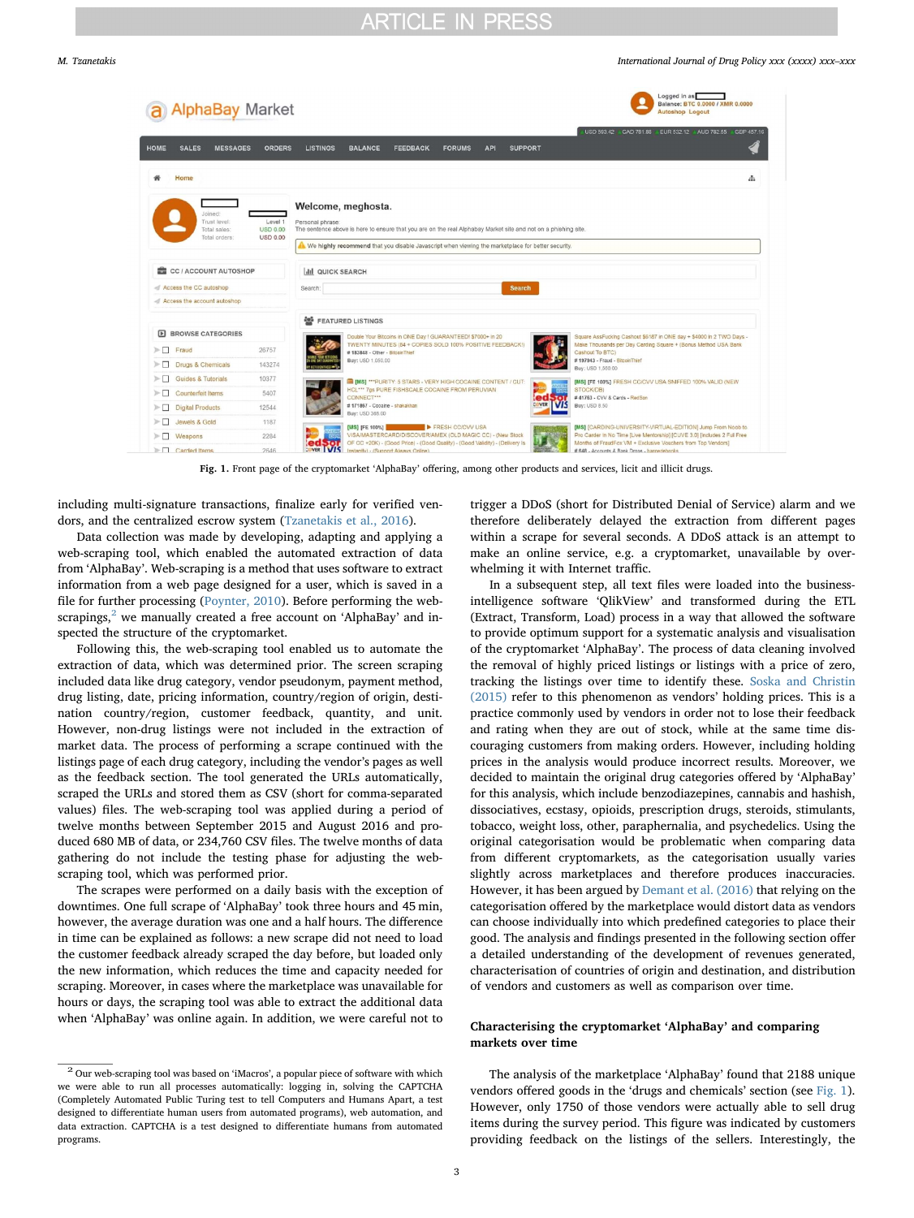Fig. 1. Front page of the cryptomarket 'AlphaBay' offering, among other products and services, licit and illicit drugs.

including multi-signature transactions, finalize early for verified vendors, and the centralized escrow system (Tzanetakis et al., 2016).

Data collection was made by developing, adapting and applying a web-scraping tool, which enabled the automated extraction of data from 'AlphaBay'. Web-scraping is a method that uses software to extract information from a web page designed for a user, which is saved in a file for further processing (Poynter, 2010). Before performing the web-scrapings,[2] we manually created a free account on 'AlphaBay' and inspected the structure of the cryptomarket.

Following this, the web-scraping tool enabled us to automate the extraction of data, which was determined prior. The screen scraping included data like drug category, vendor pseudonym, payment method, drug listing, date, pricing information, country/region of origin, destination country/region, customer feedback, quantity, and unit. However, non-drug listings were not included in the extraction of market data. The process of performing a scrape continued with the listings page of each drug category, including the vendor's pages as well as the feedback section. The tool generated the URLs automatically, scraped the URLs and stored them as CSV (short for comma-separated values) files. The web-scraping tool was applied during a period of twelve months between September 2015 and August 2016 and produced 680 MB of data, or 234,760 CSV files. The twelve months of data gathering do not include the testing phase for adjusting the web-scraping tool, which was performed prior.

The scrapes were performed on a daily basis with the exception of downtimes. One full scrape of 'AlphaBay' took three hours and 45 min, however, the average duration was one and a half hours. The difference in time can be explained as follows: a new scrape did not need to load the customer feedback already scraped the day before, but loaded only the new information, which reduces the time and capacity needed for scraping. Moreover, in cases where the marketplace was unavailable for hours or days, the scraping tool was able to extract the additional data when 'AlphaBay' was online again. In addition, we were careful not to trigger a DDoS (short for Distributed Denial of Service) alarm and we therefore deliberately delayed the extraction from different pages within a scrape for several seconds. A DDoS attack is an attempt to make an online service, e.g. a cryptomarket, unavailable by overwhelming it with Internet traffic.

In a subsequent step, all text files were loaded into the business-intelligence software 'QlikView' and transformed during the ETL (Extract, Transform, Load) process in a way that allowed the software to provide optimum support for a systematic analysis and visualisation of the cryptomarket 'AlphaBay'. The process of data cleaning involved the removal of highly priced listings or listings with a price of zero, tracking the listings over time to identify these. Soska and Christin (2015) refer to this phenomenon as vendors' holding prices. This is a practice commonly used by vendors in order not to lose their feedback and rating when they are out of stock, while at the same time discouraging customers from making orders. However, including holding prices in the analysis would produce incorrect results. Moreover, we decided to maintain the original drug categories offered by 'AlphaBay' for this analysis, which include benzodiazepines, cannabis and hashish, dissociatives, ecstasy, opioids, prescription drugs, steroids, stimulants, tobacco, weight loss, other, paraphernalia, and psychedelics. Using the original categorisation would be problematic when comparing data from different cryptomarkets, as the categorisation usually varies slightly across marketplaces and therefore produces inaccuracies. However, it has been argued by Demant et al. (2016) that relying on the categorisation offered by the marketplace would distort data as vendors can choose individually into which predefined categories to place their good. The analysis and findings presented in the following section offer a detailed understanding of the development of revenues generated, characterisation of countries of origin and destination, and distribution of vendors and customers as well as comparison over time.

## Characterising the cryptomarket 'AlphaBay' and comparing markets over time

The analysis of the marketplace 'AlphaBay' found that 2188 unique vendors offered goods in the 'drugs and chemicals' section (see Fig. 1). However, only 1750 of those vendors were actually able to sell drug items during the survey period. This figure was indicated by customers providing feedback on the listings of the sellers. Interestingly, the

[2] Our web-scraping tool was based on 'iMacros', a popular piece of software with which we were able to run all processes automatically: logging in, solving the CAPTCHA (Completely Automated Public Turing test to tell Computers and Humans Apart, a test designed to differentiate human users from automated programs), web automation, and data extraction. CAPTCHA is a test designed to differentiate humans from automated programs.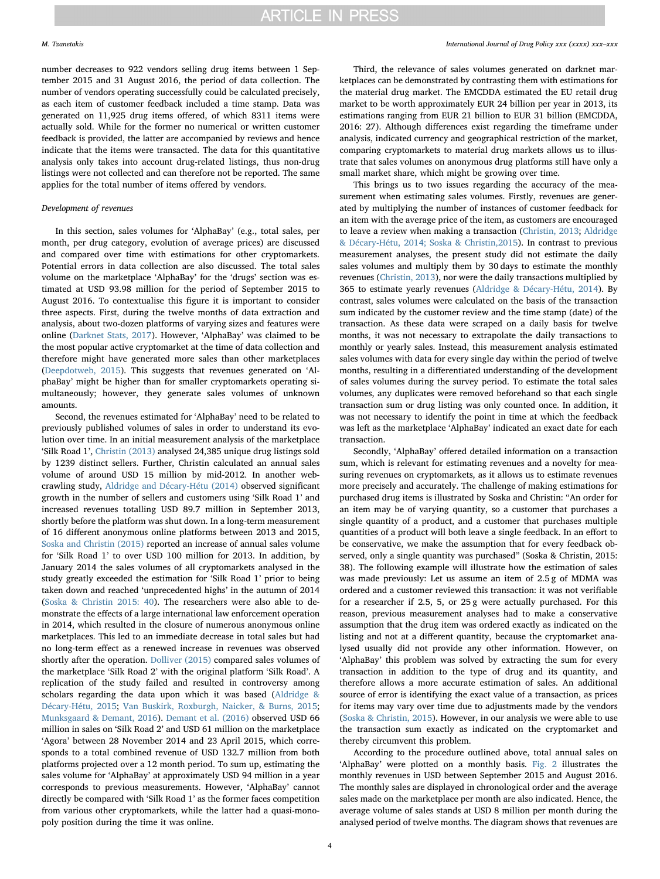number decreases to 922 vendors selling drug items between 1 September 2015 and 31 August 2016, the period of data collection. The number of vendors operating successfully could be calculated precisely, as each item of customer feedback included a time stamp. Data was generated on 11,925 drug items offered, of which 8311 items were actually sold. While for the former no numerical or written customer feedback is provided, the latter are accompanied by reviews and hence indicate that the items were transacted. The data for this quantitative analysis only takes into account drug-related listings, thus non-drug listings were not collected and can therefore not be reported. The same applies for the total number of items offered by vendors.

### *Development of revenues*

In this section, sales volumes for 'AlphaBay' (e.g., total sales, per month, per drug category, evolution of average prices) are discussed and compared over time with estimations for other cryptomarkets. Potential errors in data collection are also discussed. The total sales volume on the marketplace 'AlphaBay' for the 'drugs' section was estimated at USD 93.98 million for the period of September 2015 to August 2016. To contextualise this figure it is important to consider three aspects. First, during the twelve months of data extraction and analysis, about two-dozen platforms of varying sizes and features were online (Darknet Stats, 2017). However, 'AlphaBay' was claimed to be the most popular active cryptomarket at the time of data collection and therefore might have generated more sales than other marketplaces (Deepdotweb, 2015). This suggests that revenues generated on 'AlphaBay' might be higher than for smaller cryptomarkets operating simultaneously; however, they generate sales volumes of unknown amounts.

Second, the revenues estimated for 'AlphaBay' need to be related to previously published volumes of sales in order to understand its evolution over time. In an initial measurement analysis of the marketplace 'Silk Road 1', Christin (2013) analysed 24,385 unique drug listings sold by 1239 distinct sellers. Further, Christin calculated an annual sales volume of around USD 15 million by mid-2012. In another webcrawling study, Aldridge and Décary-Hétu (2014) observed significant growth in the number of sellers and customers using 'Silk Road 1' and increased revenues totalling USD 89.7 million in September 2013, shortly before the platform was shut down. In a long-term measurement of 16 different anonymous online platforms between 2013 and 2015, Soska and Christin (2015) reported an increase of annual sales volume for 'Silk Road 1' to over USD 100 million for 2013. In addition, by January 2014 the sales volumes of all cryptomarkets analysed in the study greatly exceeded the estimation for 'Silk Road 1' prior to being taken down and reached 'unprecedented highs' in the autumn of 2014 (Soska & Christin 2015: 40). The researchers were also able to demonstrate the effects of a large international law enforcement operation in 2014, which resulted in the closure of numerous anonymous online marketplaces. This led to an immediate decrease in total sales but had no long-term effect as a renewed increase in revenues was observed shortly after the operation. Dolliver (2015) compared sales volumes of the marketplace 'Silk Road 2' with the original platform 'Silk Road'. A replication of the study failed and resulted in controversy among scholars regarding the data upon which it was based (Aldridge & Décary-Hétu, 2015; Van Buskirk, Roxburgh, Naicker, & Burns, 2015; Munksgaard & Demant, 2016). Demant et al. (2016) observed USD 66 million in sales on 'Silk Road 2' and USD 61 million on the marketplace 'Agora' between 28 November 2014 and 23 April 2015, which corresponds to a total combined revenue of USD 132.7 million from both platforms projected over a 12 month period. To sum up, estimating the sales volume for 'AlphaBay' at approximately USD 94 million in a year corresponds to previous measurements. However, 'AlphaBay' cannot directly be compared with 'Silk Road 1' as the former faces competition from various other cryptomarkets, while the latter had a quasi-monopoly position during the time it was online.

Third, the relevance of sales volumes generated on darknet marketplaces can be demonstrated by contrasting them with estimations for the material drug market. The EMCDDA estimated the EU retail drug market to be worth approximately EUR 24 billion per year in 2013, its estimations ranging from EUR 21 billion to EUR 31 billion (EMCDDA, 2016: 27). Although differences exist regarding the timeframe under analysis, indicated currency and geographical restriction of the market, comparing cryptomarkets to material drug markets allows us to illustrate that sales volumes on anonymous drug platforms still have only a small market share, which might be growing over time.

This brings us to two issues regarding the accuracy of the measurement when estimating sales volumes. Firstly, revenues are generated by multiplying the number of instances of customer feedback for an item with the average price of the item, as customers are encouraged to leave a review when making a transaction (Christin, 2013; Aldridge & Décary-Hétu, 2014; Soska & Christin,2015). In contrast to previous measurement analyses, the present study did not estimate the daily sales volumes and multiply them by 30 days to estimate the monthly revenues (Christin, 2013), nor were the daily transactions multiplied by 365 to estimate yearly revenues (Aldridge & Décary-Hétu, 2014). By contrast, sales volumes were calculated on the basis of the transaction sum indicated by the customer review and the time stamp (date) of the transaction. As these data were scraped on a daily basis for twelve months, it was not necessary to extrapolate the daily transactions to monthly or yearly sales. Instead, this measurement analysis estimated sales volumes with data for every single day within the period of twelve months, resulting in a differentiated understanding of the development of sales volumes during the survey period. To estimate the total sales volumes, any duplicates were removed beforehand so that each single transaction sum or drug listing was only counted once. In addition, it was not necessary to identify the point in time at which the feedback was left as the marketplace 'AlphaBay' indicated an exact date for each transaction.

Secondly, 'AlphaBay' offered detailed information on a transaction sum, which is relevant for estimating revenues and a novelty for measuring revenues on cryptomarkets, as it allows us to estimate revenues more precisely and accurately. The challenge of making estimations for purchased drug items is illustrated by Soska and Christin: "An order for an item may be of varying quantity, so a customer that purchases a single quantity of a product, and a customer that purchases multiple quantities of a product will both leave a single feedback. In an effort to be conservative, we make the assumption that for every feedback observed, only a single quantity was purchased" (Soska & Christin, 2015: 38). The following example will illustrate how the estimation of sales was made previously: Let us assume an item of 2.5 g of MDMA was ordered and a customer reviewed this transaction: it was not verifiable for a researcher if 2.5, 5, or 25 g were actually purchased. For this reason, previous measurement analyses had to make a conservative assumption that the drug item was ordered exactly as indicated on the listing and not at a different quantity, because the cryptomarket analysed usually did not provide any other information. However, on 'AlphaBay' this problem was solved by extracting the sum for every transaction in addition to the type of drug and its quantity, and therefore allows a more accurate estimation of sales. An additional source of error is identifying the exact value of a transaction, as prices for items may vary over time due to adjustments made by the vendors (Soska & Christin, 2015). However, in our analysis we were able to use the transaction sum exactly as indicated on the cryptomarket and thereby circumvent this problem.

According to the procedure outlined above, total annual sales on 'AlphaBay' were plotted on a monthly basis. Fig. 2 illustrates the monthly revenues in USD between September 2015 and August 2016. The monthly sales are displayed in chronological order and the average sales made on the marketplace per month are also indicated. Hence, the average volume of sales stands at USD 8 million per month during the analysed period of twelve months. The diagram shows that revenues are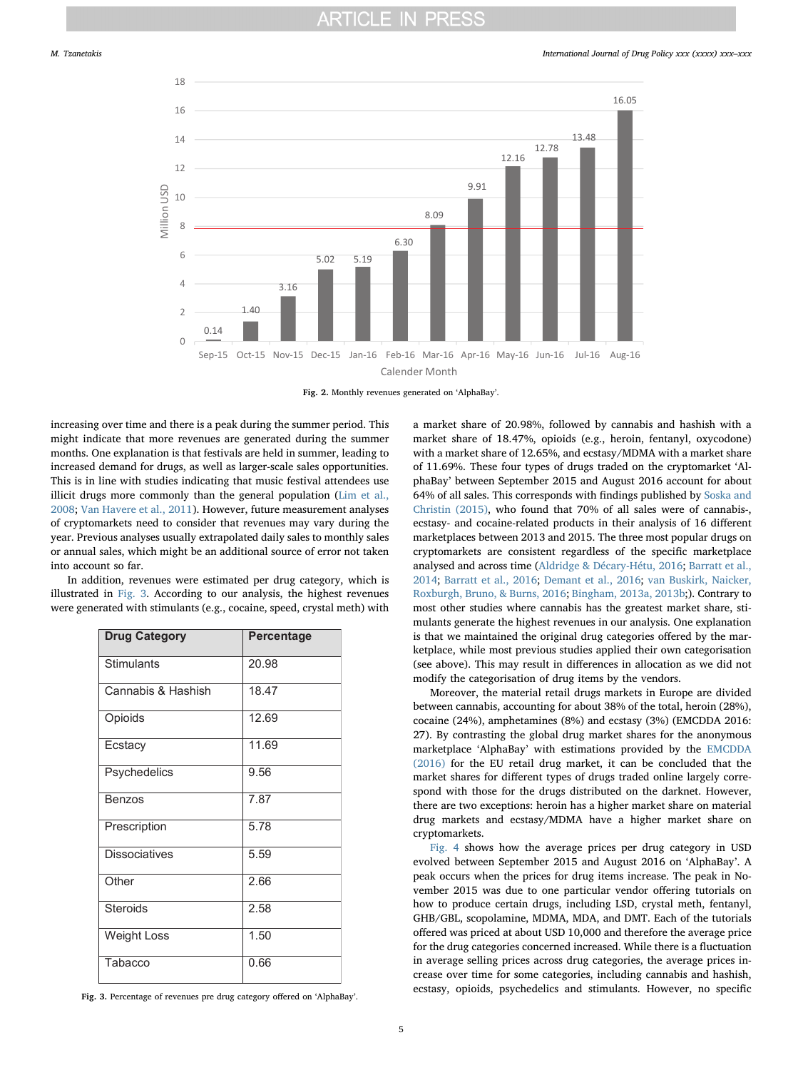Fig. 2. Monthly revenues generated on 'AlphaBay'.

increasing over time and there is a peak during the summer period. This might indicate that more revenues are generated during the summer months. One explanation is that festivals are held in summer, leading to increased demand for drugs, as well as larger-scale sales opportunities. This is in line with studies indicating that music festival attendees use illicit drugs more commonly than the general population (Lim et al., 2008; Van Havere et al., 2011). However, future measurement analyses of cryptomarkets need to consider that revenues may vary during the year. Previous analyses usually extrapolated daily sales to monthly sales or annual sales, which might be an additional source of error not taken into account so far.

In addition, revenues were estimated per drug category, which is illustrated in Fig. 3. According to our analysis, the highest revenues were generated with stimulants (e.g., cocaine, speed, crystal meth) with a market share of 20.98%, followed by cannabis and hashish with a market share of 18.47%, opioids (e.g., heroin, fentanyl, oxycodone) with a market share of 12.65%, and ecstasy/MDMA with a market share of 11.69%. These four types of drugs traded on the cryptomarket 'AlphaBay' between September 2015 and August 2016 account for about 64% of all sales. This corresponds with findings published by Soska and Christin (2015), who found that 70% of all sales were of cannabis-, ecstasy- and cocaine-related products in their analysis of 16 different marketplaces between 2013 and 2015. The three most popular drugs on cryptomarkets are consistent regardless of the specific marketplace analysed and across time (Aldridge & Décary-Hétu, 2016; Barratt et al., 2014; Barratt et al., 2016; Demant et al., 2016; van Buskirk, Naicker, Roxburgh, Bruno, & Burns, 2016; Bingham, 2013a, 2013b;). Contrary to most other studies where cannabis has the greatest market share, stimulants generate the highest revenues in our analysis. One explanation is that we maintained the original drug categories offered by the marketplace, while most previous studies applied their own categorisation (see above). This may result in differences in allocation as we did not modify the categorisation of drug items by the vendors.

| Drug Category | Percentage |
|---|---|
| Stimulants | 20.98 |
| Cannabis & Hashish | 18.47 |
| Opioids | 12.69 |
| Ecstacy | 11.69 |
| Psychedelics | 9.56 |
| Benzos | 7.87 |
| Prescription | 5.78 |
| Dissociatives | 5.59 |
| Other | 2.66 |
| Steroids | 2.58 |
| Weight Loss | 1.50 |
| Tabacco | 0.66 |

Fig. 3. Percentage of revenues pre drug category offered on 'AlphaBay'.

Moreover, the material retail drugs markets in Europe are divided between cannabis, accounting for about 38% of the total, heroin (28%), cocaine (24%), amphetamines (8%) and ecstasy (3%) (EMCDDA 2016: 27). By contrasting the global drug market shares for the anonymous marketplace 'AlphaBay' with estimations provided by the EMCDDA (2016) for the EU retail drug market, it can be concluded that the market shares for different types of drugs traded online largely correspond with those for the drugs distributed on the darknet. However, there are two exceptions: heroin has a higher market share on material drug markets and ecstasy/MDMA have a higher market share on cryptomarkets.

Fig. 4 shows how the average prices per drug category in USD evolved between September 2015 and August 2016 on 'AlphaBay'. A peak occurs when the prices for drug items increase. The peak in November 2015 was due to one particular vendor offering tutorials on how to produce certain drugs, including LSD, crystal meth, fentanyl, GHB/GBL, scopolamine, MDMA, MDA, and DMT. Each of the tutorials offered was priced at about USD 10,000 and therefore the average price for the drug categories concerned increased. While there is a fluctuation in average selling prices across drug categories, the average prices increase over time for some categories, including cannabis and hashish, ecstasy, opioids, psychedelics and stimulants. However, no specific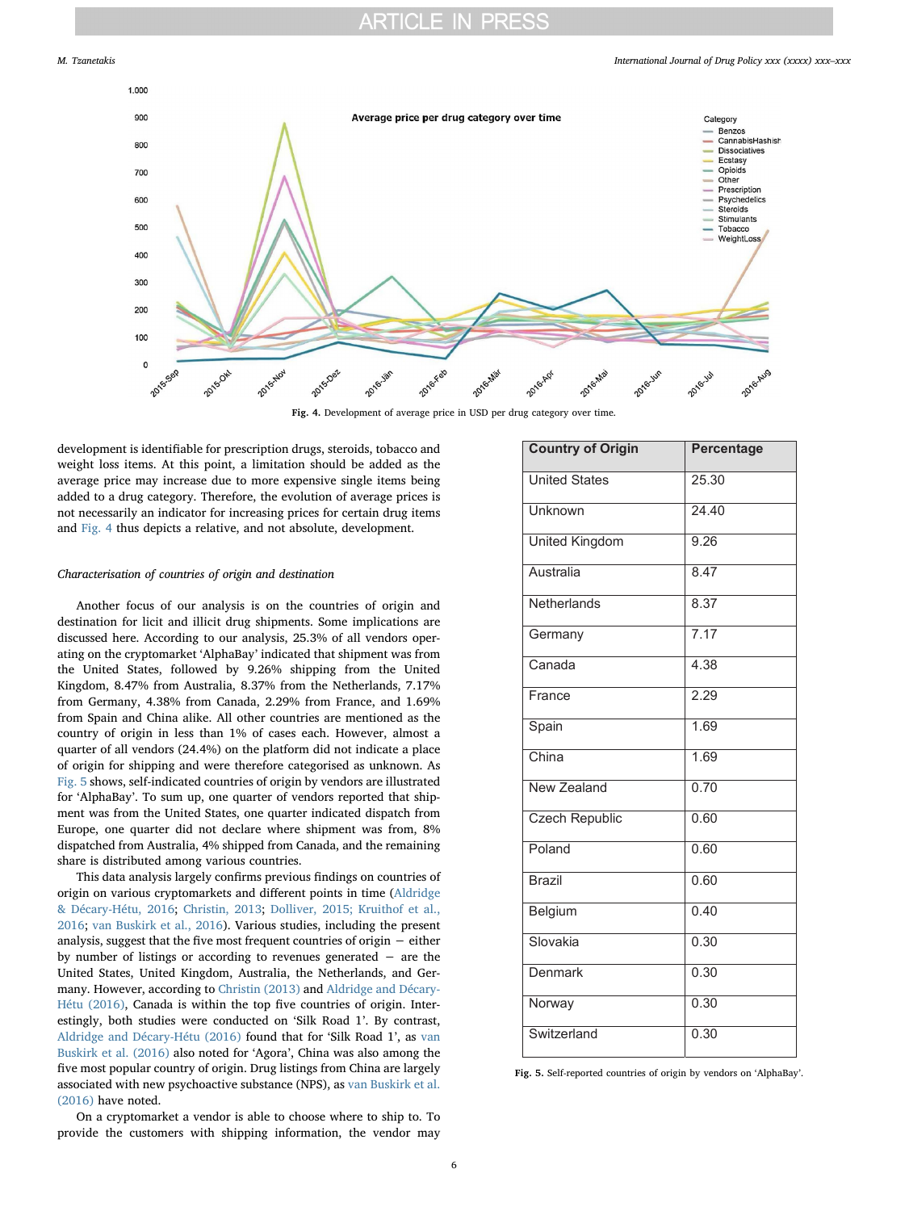Fig. 4. Development of average price in USD per drug category over time.

development is identifiable for prescription drugs, steroids, tobacco and weight loss items. At this point, a limitation should be added as the average price may increase due to more expensive single items being added to a drug category. Therefore, the evolution of average prices is not necessarily an indicator for increasing prices for certain drug items and Fig. 4 thus depicts a relative, and not absolute, development.

### *Characterisation of countries of origin and destination*

Another focus of our analysis is on the countries of origin and destination for licit and illicit drug shipments. Some implications are discussed here. According to our analysis, 25.3% of all vendors operating on the cryptomarket 'AlphaBay' indicated that shipment was from the United States, followed by 9.26% shipping from the United Kingdom, 8.47% from Australia, 8.37% from the Netherlands, 7.17% from Germany, 4.38% from Canada, 2.29% from France, and 1.69% from Spain and China alike. All other countries are mentioned as the country of origin in less than 1% of cases each. However, almost a quarter of all vendors (24.4%) on the platform did not indicate a place of origin for shipping and were therefore categorised as unknown. As Fig. 5 shows, self-indicated countries of origin by vendors are illustrated for 'AlphaBay'. To sum up, one quarter of vendors reported that shipment was from the United States, one quarter indicated dispatch from Europe, one quarter did not declare where shipment was from, 8% dispatched from Australia, 4% shipped from Canada, and the remaining share is distributed among various countries.

This data analysis largely confirms previous findings on countries of origin on various cryptomarkets and different points in time (Aldridge & Décary-Hétu, 2016; Christin, 2013; Dolliver, 2015; Kruithof et al., 2016; van Buskirk et al., 2016). Various studies, including the present analysis, suggest that the five most frequent countries of origin − either by number of listings or according to revenues generated − are the United States, United Kingdom, Australia, the Netherlands, and Germany. However, according to Christin (2013) and Aldridge and Décary-Hétu (2016), Canada is within the top five countries of origin. Interestingly, both studies were conducted on 'Silk Road 1'. By contrast, Aldridge and Décary-Hétu (2016) found that for 'Silk Road 1', as van Buskirk et al. (2016) also noted for 'Agora', China was also among the five most popular country of origin. Drug listings from China are largely associated with new psychoactive substance (NPS), as van Buskirk et al. (2016) have noted.

On a cryptomarket a vendor is able to choose where to ship to. To provide the customers with shipping information, the vendor may

| Country of Origin | Percentage |
|---|---|
| United States | 25.30 |
| Unknown | 24.40 |
| United Kingdom | 9.26 |
| Australia | 8.47 |
| Netherlands | 8.37 |
| Germany | 7.17 |
| Canada | 4.38 |
| France | 2.29 |
| Spain | 1.69 |
| China | 1.69 |
| New Zealand | 0.70 |
| Czech Republic | 0.60 |
| Poland | 0.60 |
| Brazil | 0.60 |
| Belgium | 0.40 |
| Slovakia | 0.30 |
| Denmark | 0.30 |
| Norway | 0.30 |
| Switzerland | 0.30 |

Fig. 5. Self-reported countries of origin by vendors on 'AlphaBay'.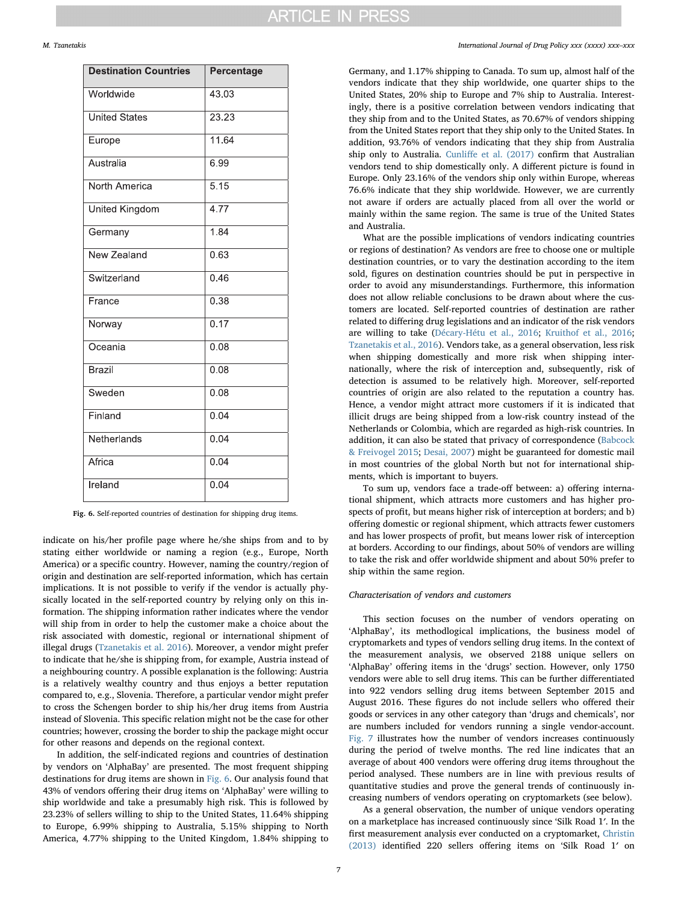| Destination Countries | Percentage |
| --- | --- |
| Worldwide | 43.03 |
| United States | 23.23 |
| Europe | 11.64 |
| Australia | 6.99 |
| North America | 5.15 |
| United Kingdom | 4.77 |
| Germany | 1.84 |
| New Zealand | 0.63 |
| Switzerland | 0.46 |
| France | 0.38 |
| Norway | 0.17 |
| Oceania | 0.08 |
| Brazil | 0.08 |
| Sweden | 0.08 |
| Finland | 0.04 |
| Netherlands | 0.04 |
| Africa | 0.04 |
| Ireland | 0.04 |

**Fig. 6.** Self-reported countries of destination for shipping drug items.

indicate on his/her profile page where he/she ships from and to by stating either worldwide or naming a region (e.g., Europe, North America) or a specific country. However, naming the country/region of origin and destination are self-reported information, which has certain implications. It is not possible to verify if the vendor is actually physically located in the self-reported country by relying only on this information. The shipping information rather indicates where the vendor will ship from in order to help the customer make a choice about the risk associated with domestic, regional or international shipment of illegal drugs (Tzanetakis et al. 2016). Moreover, a vendor might prefer to indicate that he/she is shipping from, for example, Austria instead of a neighbouring country. A possible explanation is the following: Austria is a relatively wealthy country and thus enjoys a better reputation compared to, e.g., Slovenia. Therefore, a particular vendor might prefer to cross the Schengen border to ship his/her drug items from Austria instead of Slovenia. This specific relation might not be the case for other countries; however, crossing the border to ship the package might occur for other reasons and depends on the regional context.

In addition, the self-indicated regions and countries of destination by vendors on 'AlphaBay' are presented. The most frequent shipping destinations for drug items are shown in Fig. 6. Our analysis found that 43% of vendors offering their drug items on 'AlphaBay' were willing to ship worldwide and take a presumably high risk. This is followed by 23.23% of sellers willing to ship to the United States, 11.64% shipping to Europe, 6.99% shipping to Australia, 5.15% shipping to North America, 4.77% shipping to the United Kingdom, 1.84% shipping to Germany, and 1.17% shipping to Canada. To sum up, almost half of the vendors indicate that they ship worldwide, one quarter ships to the United States, 20% ship to Europe and 7% ship to Australia. Interestingly, there is a positive correlation between vendors indicating that they ship from and to the United States, as 70.67% of vendors shipping from the United States report that they ship only to the United States. In addition, 93.76% of vendors indicating that they ship from Australia ship only to Australia. Cunliffe et al. (2017) confirm that Australian vendors tend to ship domestically only. A different picture is found in Europe. Only 23.16% of the vendors ship only within Europe, whereas 76.6% indicate that they ship worldwide. However, we are currently not aware if orders are actually placed from all over the world or mainly within the same region. The same is true of the United States and Australia.

What are the possible implications of vendors indicating countries or regions of destination? As vendors are free to choose one or multiple destination countries, or to vary the destination according to the item sold, figures on destination countries should be put in perspective in order to avoid any misunderstandings. Furthermore, this information does not allow reliable conclusions to be drawn about where the customers are located. Self-reported countries of destination are rather related to differing drug legislations and an indicator of the risk vendors are willing to take (Décary-Hétu et al., 2016; Kruithof et al., 2016; Tzanetakis et al., 2016). Vendors take, as a general observation, less risk when shipping domestically and more risk when shipping internationally, where the risk of interception and, subsequently, risk of detection is assumed to be relatively high. Moreover, self-reported countries of origin are also related to the reputation a country has. Hence, a vendor might attract more customers if it is indicated that illicit drugs are being shipped from a low-risk country instead of the Netherlands or Colombia, which are regarded as high-risk countries. In addition, it can also be stated that privacy of correspondence (Babcock & Freivogel 2015; Desai, 2007) might be guaranteed for domestic mail in most countries of the global North but not for international shipments, which is important to buyers.

To sum up, vendors face a trade-off between: a) offering international shipment, which attracts more customers and has higher prospects of profit, but means higher risk of interception at borders; and b) offering domestic or regional shipment, which attracts fewer customers and has lower prospects of profit, but means lower risk of interception at borders. According to our findings, about 50% of vendors are willing to take the risk and offer worldwide shipment and about 50% prefer to ship within the same region.

### *Characterisation of vendors and customers*

This section focuses on the number of vendors operating on 'AlphaBay', its methodlogical implications, the business model of cryptomarkets and types of vendors selling drug items. In the context of the measurement analysis, we observed 2188 unique sellers on 'AlphaBay' offering items in the 'drugs' section. However, only 1750 vendors were able to sell drug items. This can be further differentiated into 922 vendors selling drug items between September 2015 and August 2016. These figures do not include sellers who offered their goods or services in any other category than 'drugs and chemicals', nor are numbers included for vendors running a single vendor-account. Fig. 7 illustrates how the number of vendors increases continuously during the period of twelve months. The red line indicates that an average of about 400 vendors were offering drug items throughout the period analysed. These numbers are in line with previous results of quantitative studies and prove the general trends of continuously increasing numbers of vendors operating on cryptomarkets (see below).

As a general observation, the number of unique vendors operating on a marketplace has increased continuously since 'Silk Road 1′. In the first measurement analysis ever conducted on a cryptomarket, Christin (2013) identified 220 sellers offering items on 'Silk Road 1′ on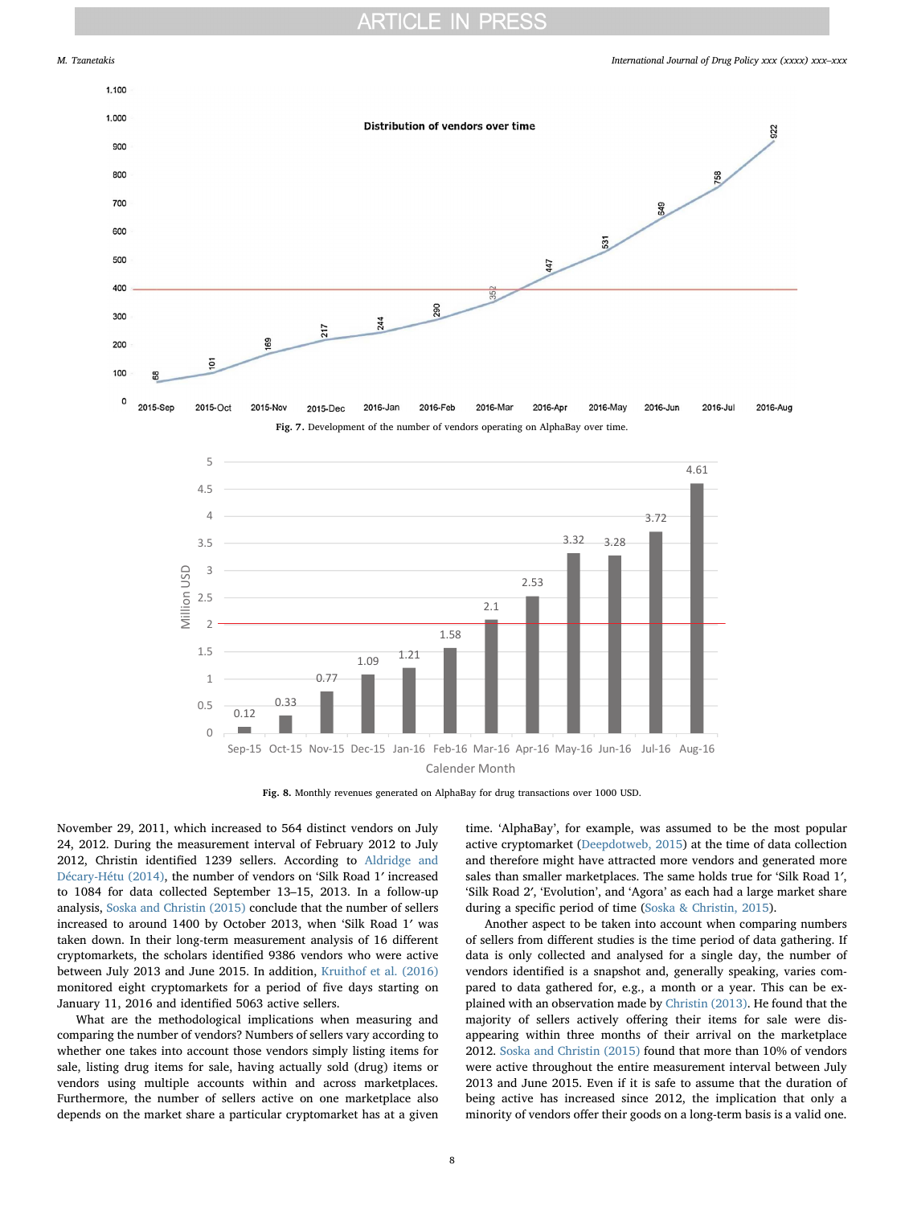Fig. 7. Development of the number of vendors operating on AlphaBay over time.

Fig. 8. Monthly revenues generated on AlphaBay for drug transactions over 1000 USD.

November 29, 2011, which increased to 564 distinct vendors on July 24, 2012. During the measurement interval of February 2012 to July 2012, Christin identified 1239 sellers. According to Aldridge and Décary-Hétu (2014), the number of vendors on 'Silk Road 1′ increased to 1084 for data collected September 13–15, 2013. In a follow-up analysis, Soska and Christin (2015) conclude that the number of sellers increased to around 1400 by October 2013, when 'Silk Road 1′ was taken down. In their long-term measurement analysis of 16 different cryptomarkets, the scholars identified 9386 vendors who were active between July 2013 and June 2015. In addition, Kruithof et al. (2016) monitored eight cryptomarkets for a period of five days starting on January 11, 2016 and identified 5063 active sellers.

What are the methodological implications when measuring and comparing the number of vendors? Numbers of sellers vary according to whether one takes into account those vendors simply listing items for sale, listing drug items for sale, having actually sold (drug) items or vendors using multiple accounts within and across marketplaces. Furthermore, the number of sellers active on one marketplace also depends on the market share a particular cryptomarket has at a given time. 'AlphaBay', for example, was assumed to be the most popular active cryptomarket (Deepdotweb, 2015) at the time of data collection and therefore might have attracted more vendors and generated more sales than smaller marketplaces. The same holds true for 'Silk Road 1′, 'Silk Road 2′, 'Evolution', and 'Agora' as each had a large market share during a specific period of time (Soska & Christin, 2015).

Another aspect to be taken into account when comparing numbers of sellers from different studies is the time period of data gathering. If data is only collected and analysed for a single day, the number of vendors identified is a snapshot and, generally speaking, varies compared to data gathered for, e.g., a month or a year. This can be explained with an observation made by Christin (2013). He found that the majority of sellers actively offering their items for sale were disappearing within three months of their arrival on the marketplace 2012. Soska and Christin (2015) found that more than 10% of vendors were active throughout the entire measurement interval between July 2013 and June 2015. Even if it is safe to assume that the duration of being active has increased since 2012, the implication that only a minority of vendors offer their goods on a long-term basis is a valid one.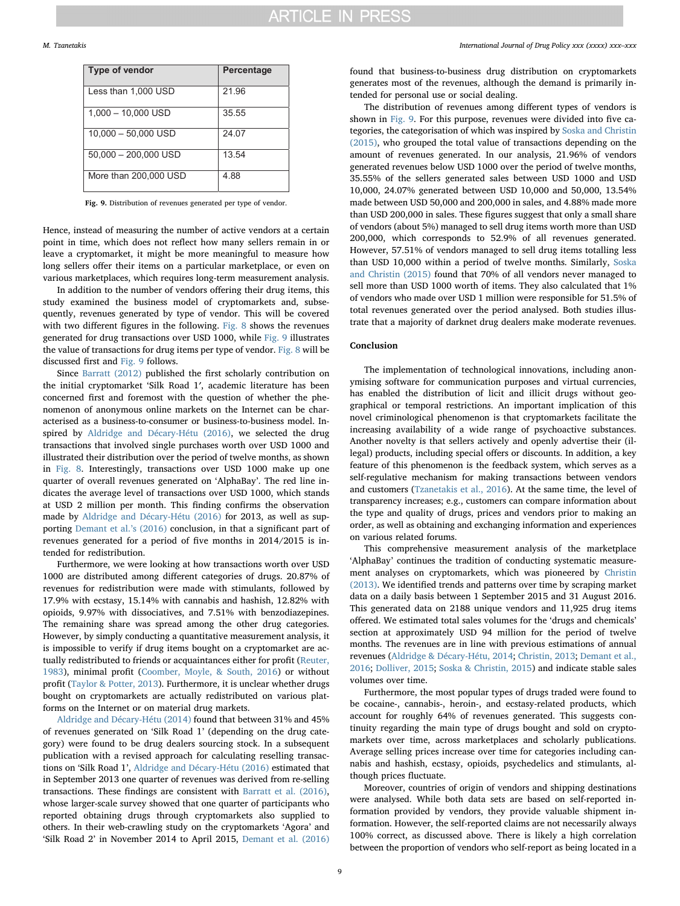| Type of vendor | Percentage |
|---|---|
| Less than 1,000 USD | 21.96 |
| 1,000 – 10,000 USD | 35.55 |
| 10,000 – 50,000 USD | 24.07 |
| 50,000 – 200,000 USD | 13.54 |
| More than 200,000 USD | 4.88 |

**Fig. 9.** Distribution of revenues generated per type of vendor.

Hence, instead of measuring the number of active vendors at a certain point in time, which does not reflect how many sellers remain in or leave a cryptomarket, it might be more meaningful to measure how long sellers offer their items on a particular marketplace, or even on various marketplaces, which requires long-term measurement analysis.

In addition to the number of vendors offering their drug items, this study examined the business model of cryptomarkets and, subsequently, revenues generated by type of vendor. This will be covered with two different figures in the following. Fig. 8 shows the revenues generated for drug transactions over USD 1000, while Fig. 9 illustrates the value of transactions for drug items per type of vendor. Fig. 8 will be discussed first and Fig. 9 follows.

Since Barratt (2012) published the first scholarly contribution on the initial cryptomarket 'Silk Road 1', academic literature has been concerned first and foremost with the question of whether the phenomenon of anonymous online markets on the Internet can be characterised as a business-to-consumer or business-to-business model. Inspired by Aldridge and Décary-Hétu (2016), we selected the drug transactions that involved single purchases worth over USD 1000 and illustrated their distribution over the period of twelve months, as shown in Fig. 8. Interestingly, transactions over USD 1000 make up one quarter of overall revenues generated on 'AlphaBay'. The red line indicates the average level of transactions over USD 1000, which stands at USD 2 million per month. This finding confirms the observation made by Aldridge and Décary-Hétu (2016) for 2013, as well as supporting Demant et al.'s (2016) conclusion, in that a significant part of revenues generated for a period of five months in 2014/2015 is intended for redistribution.

Furthermore, we were looking at how transactions worth over USD 1000 are distributed among different categories of drugs. 20.87% of revenues for redistribution were made with stimulants, followed by 17.9% with ecstasy, 15.14% with cannabis and hashish, 12.82% with opioids, 9.97% with dissociatives, and 7.51% with benzodiazepines. The remaining share was spread among the other drug categories. However, by simply conducting a quantitative measurement analysis, it is impossible to verify if drug items bought on a cryptomarket are actually redistributed to friends or acquaintances either for profit (Reuter, 1983), minimal profit (Coomber, Moyle, & South, 2016) or without profit (Taylor & Potter, 2013). Furthermore, it is unclear whether drugs bought on cryptomarkets are actually redistributed on various platforms on the Internet or on material drug markets.

Aldridge and Décary-Hétu (2014) found that between 31% and 45% of revenues generated on 'Silk Road 1' (depending on the drug category) were found to be drug dealers sourcing stock. In a subsequent publication with a revised approach for calculating reselling transactions on 'Silk Road 1', Aldridge and Décary-Hétu (2016) estimated that in September 2013 one quarter of revenues was derived from re-selling transactions. These findings are consistent with Barratt et al. (2016), whose larger-scale survey showed that one quarter of participants who reported obtaining drugs through cryptomarkets also supplied to others. In their web-crawling study on the cryptomarkets 'Agora' and 'Silk Road 2' in November 2014 to April 2015, Demant et al. (2016) found that business-to-business drug distribution on cryptomarkets generates most of the revenues, although the demand is primarily intended for personal use or social dealing.

The distribution of revenues among different types of vendors is shown in Fig. 9. For this purpose, revenues were divided into five categories, the categorisation of which was inspired by Soska and Christin (2015), who grouped the total value of transactions depending on the amount of revenues generated. In our analysis, 21.96% of vendors generated revenues below USD 1000 over the period of twelve months, 35.55% of the sellers generated sales between USD 1000 and USD 10,000, 24.07% generated between USD 10,000 and 50,000, 13.54% made between USD 50,000 and 200,000 in sales, and 4.88% made more than USD 200,000 in sales. These figures suggest that only a small share of vendors (about 5%) managed to sell drug items worth more than USD 200,000, which corresponds to 52.9% of all revenues generated. However, 57.51% of vendors managed to sell drug items totalling less than USD 10,000 within a period of twelve months. Similarly, Soska and Christin (2015) found that 70% of all vendors never managed to sell more than USD 1000 worth of items. They also calculated that 1% of vendors who made over USD 1 million were responsible for 51.5% of total revenues generated over the period analysed. Both studies illustrate that a majority of darknet drug dealers make moderate revenues.

## Conclusion

The implementation of technological innovations, including anonymising software for communication purposes and virtual currencies, has enabled the distribution of licit and illicit drugs without geographical or temporal restrictions. An important implication of this novel criminological phenomenon is that cryptomarkets facilitate the increasing availability of a wide range of psychoactive substances. Another novelty is that sellers actively and openly advertise their (illegal) products, including special offers or discounts. In addition, a key feature of this phenomenon is the feedback system, which serves as a self-regulative mechanism for making transactions between vendors and customers (Tzanetakis et al., 2016). At the same time, the level of transparency increases; e.g., customers can compare information about the type and quality of drugs, prices and vendors prior to making an order, as well as obtaining and exchanging information and experiences on various related forums.

This comprehensive measurement analysis of the marketplace 'AlphaBay' continues the tradition of conducting systematic measurement analyses on cryptomarkets, which was pioneered by Christin (2013). We identified trends and patterns over time by scraping market data on a daily basis between 1 September 2015 and 31 August 2016. This generated data on 2188 unique vendors and 11,925 drug items offered. We estimated total sales volumes for the 'drugs and chemicals' section at approximately USD 94 million for the period of twelve months. The revenues are in line with previous estimations of annual revenues (Aldridge & Décary-Hétu, 2014; Christin, 2013; Demant et al., 2016; Dolliver, 2015; Soska & Christin, 2015) and indicate stable sales volumes over time.

Furthermore, the most popular types of drugs traded were found to be cocaine-, cannabis-, heroin-, and ecstasy-related products, which account for roughly 64% of revenues generated. This suggests continuity regarding the main type of drugs bought and sold on cryptomarkets over time, across marketplaces and scholarly publications. Average selling prices increase over time for categories including cannabis and hashish, ecstasy, opioids, psychedelics and stimulants, although prices fluctuate.

Moreover, countries of origin of vendors and shipping destinations were analysed. While both data sets are based on self-reported information provided by vendors, they provide valuable shipment information. However, the self-reported claims are not necessarily always 100% correct, as discussed above. There is likely a high correlation between the proportion of vendors who self-report as being located in a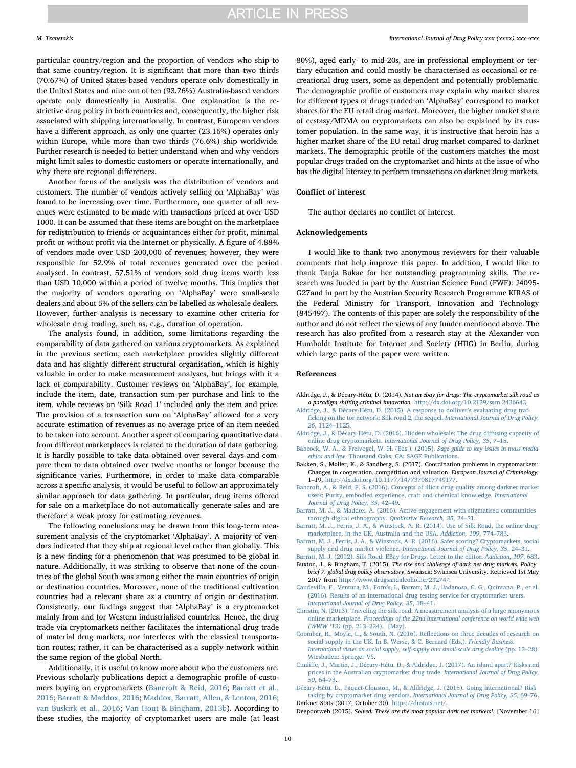particular country/region and the proportion of vendors who ship to that same country/region. It is significant that more than two thirds (70.67%) of United States-based vendors operate only domestically in the United States and nine out of ten (93.76%) Australia-based vendors operate only domestically in Australia. One explanation is the restrictive drug policy in both countries and, consequently, the higher risk associated with shipping internationally. In contrast, European vendors have a different approach, as only one quarter (23.16%) operates only within Europe, while more than two thirds (76.6%) ship worldwide. Further research is needed to better understand when and why vendors might limit sales to domestic customers or operate internationally, and why there are regional differences.

Another focus of the analysis was the distribution of vendors and customers. The number of vendors actively selling on 'AlphaBay' was found to be increasing over time. Furthermore, one quarter of all revenues were estimated to be made with transactions priced at over USD 1000. It can be assumed that these items are bought on the marketplace for redistribution to friends or acquaintances either for profit, minimal profit or without profit via the Internet or physically. A figure of 4.88% of vendors made over USD 200,000 of revenues; however, they were responsible for 52.9% of total revenues generated over the period analysed. In contrast, 57.51% of vendors sold drug items worth less than USD 10,000 within a period of twelve months. This implies that the majority of vendors operating on 'AlphaBay' were small-scale dealers and about 5% of the sellers can be labelled as wholesale dealers. However, further analysis is necessary to examine other criteria for wholesale drug trading, such as, e.g., duration of operation.

The analysis found, in addition, some limitations regarding the comparability of data gathered on various cryptomarkets. As explained in the previous section, each marketplace provides slightly different data and has slightly different structural organisation, which is highly valuable in order to make measurement analyses, but brings with it a lack of comparability. Customer reviews on 'AlphaBay', for example, include the item, date, transaction sum per purchase and link to the item, while reviews on 'Silk Road 1' included only the item and price. The provision of a transaction sum on 'AlphaBay' allowed for a very accurate estimation of revenues as no average price of an item needed to be taken into account. Another aspect of comparing quantitative data from different marketplaces is related to the duration of data gathering. It is hardly possible to take data obtained over several days and compare them to data obtained over twelve months or longer because the significance varies. Furthermore, in order to make data comparable across a specific analysis, it would be useful to follow an approximately similar approach for data gathering. In particular, drug items offered for sale on a marketplace do not automatically generate sales and are therefore a weak proxy for estimating revenues.

The following conclusions may be drawn from this long-term measurement analysis of the cryptomarket 'AlphaBay'. A majority of vendors indicated that they ship at regional level rather than globally. This is a new finding for a phenomenon that was presumed to be global in nature. Additionally, it was striking to observe that none of the countries of the global South was among either the main countries of origin or destination countries. Moreover, none of the traditional cultivation countries had a relevant share as a country of origin or destination. Consistently, our findings suggest that 'AlphaBay' is a cryptomarket mainly from and for Western industrialised countries. Hence, the drug trade via cryptomarkets neither facilitates the international drug trade of material drug markets, nor interferes with the classical transportation routes; rather, it can be characterised as a supply network within the same region of the global North.

Additionally, it is useful to know more about who the customers are. Previous scholarly publications depict a demographic profile of customers buying on cryptomarkets (Bancroft & Reid, 2016; Barratt et al., 2016; Barratt & Maddox, 2016; Maddox, Barratt, Allen, & Lenton, 2016; van Buskirk et al., 2016; Van Hout & Bingham, 2013b). According to these studies, the majority of cryptomarket users are male (at least 80%), aged early- to mid-20s, are in professional employment or tertiary education and could mostly be characterised as occasional or recreational drug users, some as dependent and potentially problematic. The demographic profile of customers may explain why market shares for different types of drugs traded on 'AlphaBay' correspond to market shares for the EU retail drug market. Moreover, the higher market share of ecstasy/MDMA on cryptomarkets can also be explained by its customer population. In the same way, it is instructive that heroin has a higher market share of the EU retail drug market compared to darknet markets. The demographic profile of the customers matches the most popular drugs traded on the cryptomarket and hints at the issue of who has the digital literacy to perform transactions on darknet drug markets.

## Conflict of interest

The author declares no conflict of interest.

## Acknowledgements

I would like to thank two anonymous reviewers for their valuable comments that help improve this paper. In addition, I would like to thank Tanja Bukac for her outstanding programming skills. The research was funded in part by the Austrian Science Fund (FWF): J4095-G27and in part by the Austrian Security Research Programme KIRAS of the Federal Ministry for Transport, Innovation and Technology (845497). The contents of this paper are solely the responsibility of the author and do not reflect the views of any funder mentioned above. The research has also profited from a research stay at the Alexander von Humboldt Institute for Internet and Society (HIIG) in Berlin, during which large parts of the paper were written.

## References

Aldridge, J., & Décary-Hétu, D. (2014). *Not an ebay for drugs: The cryptomarket silk road as a paradigm shifting criminal innovation.* http://dx.doi.org/10.2139/ssrn.2436643.

Aldridge, J., & Décary-Hétu, D. (2015). A response to dolliver's evaluating drug trafficking on the tor network: Silk road 2, the sequel. *International Journal of Drug Policy, 26*, 1124–1125.

Aldridge, J., & Décary-Hétu, D. (2016). Hidden wholesale: The drug diffusing capacity of online drug cryptomarkets. *International Journal of Drug Policy, 35*, 7–15.

Babcock, W. A., & Freivogel, W. H. (Eds.). (2015). *Sage guide to key issues in mass media ethics and law*. Thousand Oaks, CA: SAGE Publications.

Bakken, S., Møller, K., & Sandberg, S. (2017). Coordination problems in cryptomarkets: Changes in cooperation, competition and valuation. *European Journal of Criminology*, 1–19. http://dx.doi.org/10.1177/1477370817749177.

Bancroft, A., & Reid, P. S. (2016). Concepts of illicit drug quality among darknet market users: Purity, embodied experience, craft and chemical knowledge. *International Journal of Drug Policy, 35*, 42–49.

Barratt, M. J., & Maddox, A. (2016). Active engagement with stigmatised communities through digital ethnography. *Qualitative Research, 35*, 24–31.

Barratt, M. J., Ferris, J. A., & Winstock, A. R. (2014). Use of Silk Road, the online drug marketplace, in the UK, Australia and the USA. *Addiction, 109*, 774–783.

Barratt, M. J., Ferris, J. A., & Winstock, A. R. (2016). Safer scoring? Cryptomarkets, social supply and drug market violence. *International Journal of Drug Policy, 35*, 24–31.

Barratt, M. J. (2012). Silk Road: EBay for Drugs. Letter to the editor. *Addiction, 107*, 683.

Buxton, J., & Bingham, T. (2015). *The rise and challenge of dark net drug markets. Policy brief 7. global drug policy observatory*. Swansea: Swansea University. Retrieved 1st May 2017 from http://www.drugsandalcohol.ie/23274/.

Caudevilla, F., Ventura, M., Fornís, I., Barratt, M. J., Iladanosa, C. G., Quintana, P., et al. (2016). Results of an international drug testing service for cryptomarket users. *International Journal of Drug Policy, 35*, 38–41.

Christin, N. (2013). Traveling the silk road: A measurement analysis of a large anonymous online marketplace. *Proceedings of the 22nd international conference on world wide web (WWW '13)* (pp. 213–224). [May].

Coomber, R., Moyle, L., & South, N. (2016). Reflections on three decades of research on social supply in the UK. In B. Werse, & C. Bernard (Eds.). *Friendly Business. International views on social supply, self-supply and small-scale drug dealing* (pp. 13–28). Wiesbaden: Springer VS.

Cunliffe, J., Martin, J., Décary-Hétu, D., & Aldridge, J. (2017). An island apart? Risks and prices in the Australian cryptomarket drug trade. *International Journal of Drug Policy, 50*, 64–73.

Décary-Hétu, D., Paquet-Clouston, M., & Aldridge, J. (2016). Going international? Risk taking by cryptomarket drug vendors. *International Journal of Drug Policy, 35*, 69–76.

Darknet Stats (2017, October 30). https://dnstats.net/.

Deepdotweb (2015). *Solved: These are the most popular dark net markets!.* [November 16]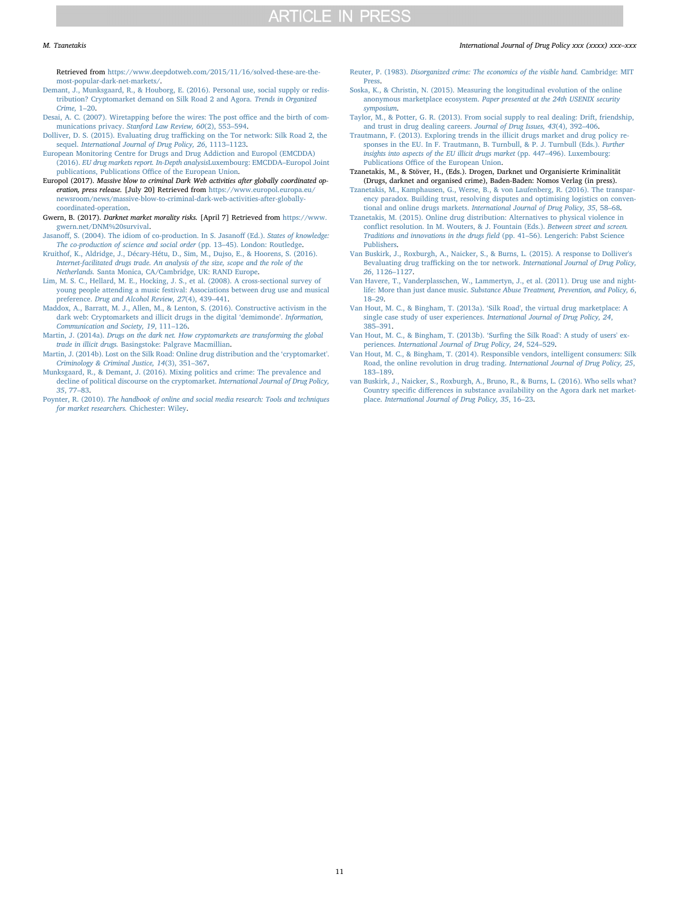Retrieved from https://www.deepdotweb.com/2015/11/16/solved-these-are-the-most-popular-dark-net-markets/.

Demant, J., Munksgaard, R., & Houborg, E. (2016). Personal use, social supply or redistribution? Cryptomarket demand on Silk Road 2 and Agora. *Trends in Organized Crime,* 1–20.

Desai, A. C. (2007). Wiretapping before the wires: The post office and the birth of communications privacy. *Stanford Law Review, 60*(2), 553–594.

Dolliver, D. S. (2015). Evaluating drug trafficking on the Tor network: Silk Road 2, the sequel. *International Journal of Drug Policy, 26,* 1113–1123.

European Monitoring Centre for Drugs and Drug Addiction and Europol (EMCDDA) (2016). *EU drug markets report. In-Depth analysis*Luxembourg: EMCDDA–Europol Joint publications, Publications Office of the European Union.

Europol (2017). *Massive blow to criminal Dark Web activities after globally coordinated operation, press release.* [July 20] Retrieved from https://www.europol.europa.eu/newsroom/news/massive-blow-to-criminal-dark-web-activities-after-globally-coordinated-operation.

Gwern, B. (2017). *Darknet market morality risks.* [April 7] Retrieved from https://www.gwern.net/DNM%20survival.

Jasanoff, S. (2004). The idiom of co-production. In S. Jasanoff (Ed.). *States of knowledge: The co-production of science and social order* (pp. 13–45). London: Routledge.

Kruithof, K., Aldridge, J., Décary-Hétu, D., Sim, M., Dujso, E., & Hoorens, S. (2016). *Internet-facilitated drugs trade. An analysis of the size, scope and the role of the Netherlands.* Santa Monica, CA/Cambridge, UK: RAND Europe.

Lim, M. S. C., Hellard, M. E., Hocking, J. S., et al. (2008). A cross-sectional survey of young people attending a music festival: Associations between drug use and musical preference. *Drug and Alcohol Review, 27*(4), 439–441.

Maddox, A., Barratt, M. J., Allen, M., & Lenton, S. (2016). Constructive activism in the dark web: Cryptomarkets and illicit drugs in the digital 'demimonde'. *Information, Communication and Society, 19,* 111–126.

Martin, J. (2014a). *Drugs on the dark net. How cryptomarkets are transforming the global trade in illicit drugs.* Basingstoke: Palgrave Macmillian.

Martin, J. (2014b). Lost on the Silk Road: Online drug distribution and the 'cryptomarket'. *Criminology & Criminal Justice, 14*(3), 351–367.

Munksgaard, R., & Demant, J. (2016). Mixing politics and crime: The prevalence and decline of political discourse on the cryptomarket. *International Journal of Drug Policy, 35,* 77–83.

Poynter, R. (2010). *The handbook of online and social media research: Tools and techniques for market researchers.* Chichester: Wiley.

Reuter, P. (1983). *Disorganized crime: The economics of the visible hand.* Cambridge: MIT Press.

Soska, K., & Christin, N. (2015). Measuring the longitudinal evolution of the online anonymous marketplace ecosystem. *Paper presented at the 24th USENIX security symposium*.

Taylor, M., & Potter, G. R. (2013). From social supply to real dealing: Drift, friendship, and trust in drug dealing careers. *Journal of Drug Issues, 43*(4), 392–406.

Trautmann, F. (2013). Exploring trends in the illicit drugs market and drug policy responses in the EU. In F. Trautmann, B. Turnbull, & P. J. Turnbull (Eds.). *Further insights into aspects of the EU illicit drugs market* (pp. 447–496). Luxembourg: Publications Office of the European Union.

Tzanetakis, M., & Stöver, H., (Eds.). Drogen, Darknet und Organisierte Kriminalität (Drugs, darknet and organised crime), Baden-Baden: Nomos Verlag (in press).

Tzanetakis, M., Kamphausen, G., Werse, B., & von Laufenberg, R. (2016). The transparency paradox. Building trust, resolving disputes and optimising logistics on conventional and online drugs markets. *International Journal of Drug Policy, 35,* 58–68.

Tzanetakis, M. (2015). Online drug distribution: Alternatives to physical violence in conflict resolution. In M. Wouters, & J. Fountain (Eds.). *Between street and screen. Traditions and innovations in the drugs field* (pp. 41–56). Lengerich: Pabst Science Publishers.

Van Buskirk, J., Roxburgh, A., Naicker, S., & Burns, L. (2015). A response to Dolliver's Bevaluating drug trafficking on the tor network. *International Journal of Drug Policy, 26,* 1126–1127.

Van Havere, T., Vanderplasschen, W., Lammertyn, J., et al. (2011). Drug use and nightlife: More than just dance music. *Substance Abuse Treatment, Prevention, and Policy, 6,* 18–29.

Van Hout, M. C., & Bingham, T. (2013a). 'Silk Road', the virtual drug marketplace: A single case study of user experiences. *International Journal of Drug Policy, 24,* 385–391.

Van Hout, M. C., & Bingham, T. (2013b). 'Surfing the Silk Road': A study of users' experiences. *International Journal of Drug Policy, 24,* 524–529.

Van Hout, M. C., & Bingham, T. (2014). Responsible vendors, intelligent consumers: Silk Road, the online revolution in drug trading. *International Journal of Drug Policy, 25,* 183–189.

van Buskirk, J., Naicker, S., Roxburgh, A., Bruno, R., & Burns, L. (2016). Who sells what? Country specific differences in substance availability on the Agora dark net marketplace. *International Journal of Drug Policy, 35,* 16–23.